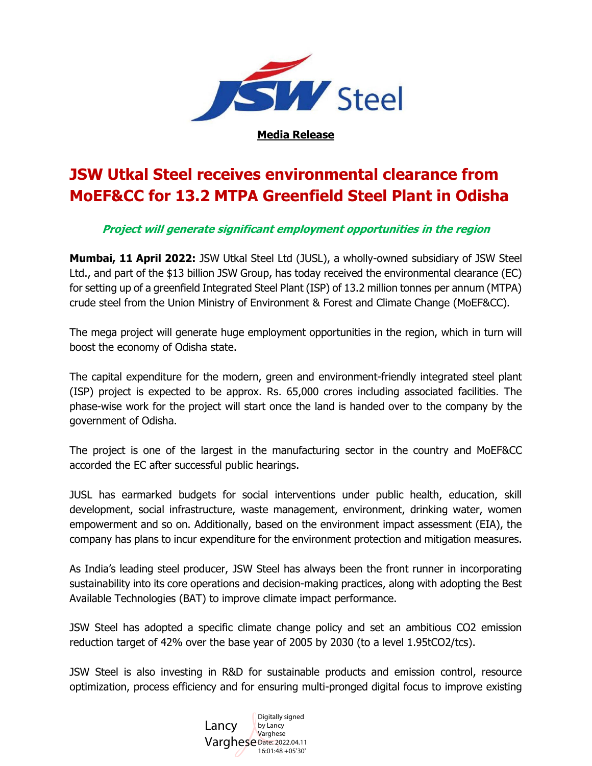JSW Steel

**Media Release**

# JSW Utkal Steel receives environmental clearance from MoEF&CC for 13.2 MTPA Greenfield Steel Plant in Odisha

***Project will generate significant employment opportunities in the region***

**Mumbai, 11 April 2022:** JSW Utkal Steel Ltd (JUSL), a wholly-owned subsidiary of JSW Steel Ltd., and part of the $13 billion JSW Group, has today received the environmental clearance (EC) for setting up of a greenfield Integrated Steel Plant (ISP) of 13.2 million tonnes per annum (MTPA) crude steel from the Union Ministry of Environment & Forest and Climate Change (MoEF&CC).

The mega project will generate huge employment opportunities in the region, which in turn will boost the economy of Odisha state.

The capital expenditure for the modern, green and environment-friendly integrated steel plant (ISP) project is expected to be approx. Rs. 65,000 crores including associated facilities. The phase-wise work for the project will start once the land is handed over to the company by the government of Odisha.

The project is one of the largest in the manufacturing sector in the country and MoEF&CC accorded the EC after successful public hearings.

JUSL has earmarked budgets for social interventions under public health, education, skill development, social infrastructure, waste management, environment, drinking water, women empowerment and so on. Additionally, based on the environment impact assessment (EIA), the company has plans to incur expenditure for the environment protection and mitigation measures.

As India's leading steel producer, JSW Steel has always been the front runner in incorporating sustainability into its core operations and decision-making practices, along with adopting the Best Available Technologies (BAT) to improve climate impact performance.

JSW Steel has adopted a specific climate change policy and set an ambitious $CO_2$ emission reduction target of 42% over the base year of 2005 by 2030 (to a level 1.95t$CO_2$/tcs).

JSW Steel is also investing in R&D for sustainable products and emission control, resource optimization, process efficiency and for ensuring multi-pronged digital focus to improve existing

Lancy Varghese — Digitally signed by Lancy Varghese Date: 2022.04.11 16:01:48 +05'30'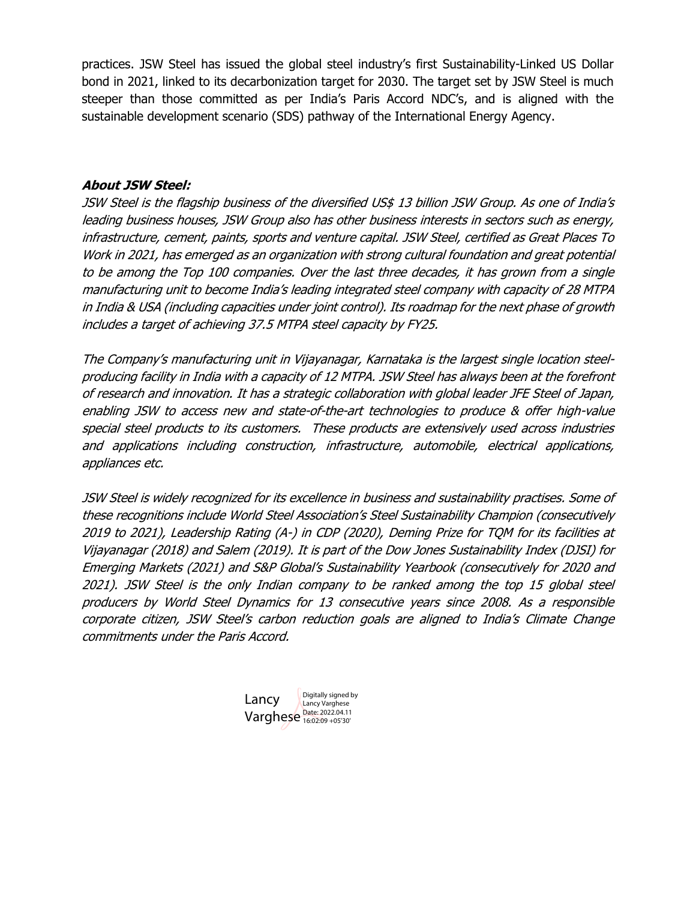practices. JSW Steel has issued the global steel industry's first Sustainability-Linked US Dollar bond in 2021, linked to its decarbonization target for 2030. The target set by JSW Steel is much steeper than those committed as per India's Paris Accord NDC's, and is aligned with the sustainable development scenario (SDS) pathway of the International Energy Agency.

***About JSW Steel:***

*JSW Steel is the flagship business of the diversified US$ 13 billion JSW Group. As one of India's leading business houses, JSW Group also has other business interests in sectors such as energy, infrastructure, cement, paints, sports and venture capital. JSW Steel, certified as Great Places To Work in 2021, has emerged as an organization with strong cultural foundation and great potential to be among the Top 100 companies. Over the last three decades, it has grown from a single manufacturing unit to become India's leading integrated steel company with capacity of 28 MTPA in India & USA (including capacities under joint control). Its roadmap for the next phase of growth includes a target of achieving 37.5 MTPA steel capacity by FY25.*

*The Company's manufacturing unit in Vijayanagar, Karnataka is the largest single location steel-producing facility in India with a capacity of 12 MTPA. JSW Steel has always been at the forefront of research and innovation. It has a strategic collaboration with global leader JFE Steel of Japan, enabling JSW to access new and state-of-the-art technologies to produce & offer high-value special steel products to its customers. These products are extensively used across industries and applications including construction, infrastructure, automobile, electrical applications, appliances etc.*

*JSW Steel is widely recognized for its excellence in business and sustainability practises. Some of these recognitions include World Steel Association's Steel Sustainability Champion (consecutively 2019 to 2021), Leadership Rating (A-) in CDP (2020), Deming Prize for TQM for its facilities at Vijayanagar (2018) and Salem (2019). It is part of the Dow Jones Sustainability Index (DJSI) for Emerging Markets (2021) and S&P Global's Sustainability Yearbook (consecutively for 2020 and 2021). JSW Steel is the only Indian company to be ranked among the top 15 global steel producers by World Steel Dynamics for 13 consecutive years since 2008. As a responsible corporate citizen, JSW Steel's carbon reduction goals are aligned to India's Climate Change commitments under the Paris Accord.*

Lancy Varghese

Digitally signed by Lancy Varghese
Date: 2022.04.11 16:02:09 +05'30'